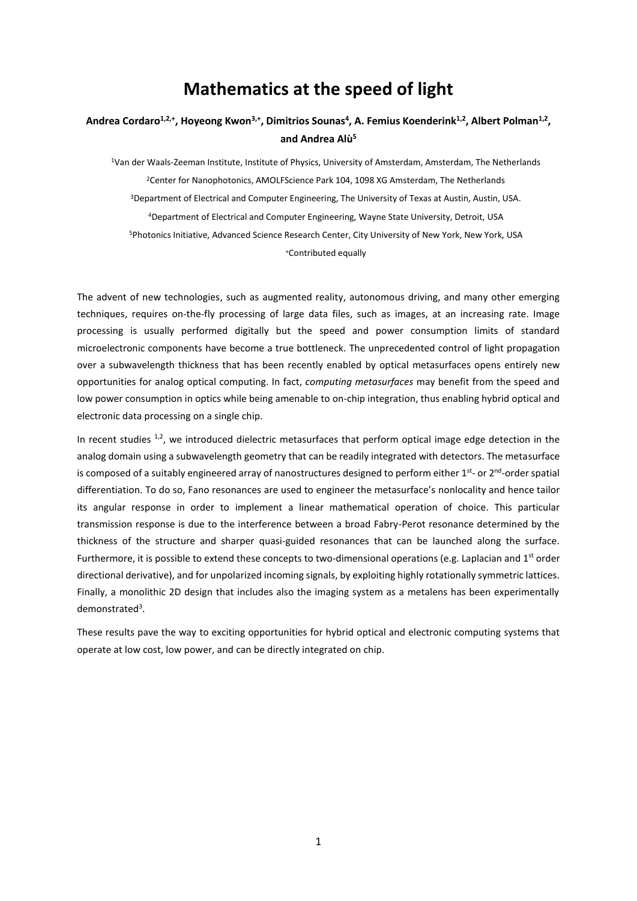# Mathematics at the speed of light

**Andrea Cordaro[1,2,+], Hoyeong Kwon[3,+], Dimitrios Sounas[4], A. Femius Koenderink[1,2], Albert Polman[1,2], and Andrea Alù[5]**

[1]Van der Waals-Zeeman Institute, Institute of Physics, University of Amsterdam, Amsterdam, The Netherlands

[2]Center for Nanophotonics, AMOLFScience Park 104, 1098 XG Amsterdam, The Netherlands

[3]Department of Electrical and Computer Engineering, The University of Texas at Austin, Austin, USA.

[4]Department of Electrical and Computer Engineering, Wayne State University, Detroit, USA

[5]Photonics Initiative, Advanced Science Research Center, City University of New York, New York, USA

[+]Contributed equally

The advent of new technologies, such as augmented reality, autonomous driving, and many other emerging techniques, requires on-the-fly processing of large data files, such as images, at an increasing rate. Image processing is usually performed digitally but the speed and power consumption limits of standard microelectronic components have become a true bottleneck. The unprecedented control of light propagation over a subwavelength thickness that has been recently enabled by optical metasurfaces opens entirely new opportunities for analog optical computing. In fact, *computing metasurfaces* may benefit from the speed and low power consumption in optics while being amenable to on-chip integration, thus enabling hybrid optical and electronic data processing on a single chip.

In recent studies [1,2], we introduced dielectric metasurfaces that perform optical image edge detection in the analog domain using a subwavelength geometry that can be readily integrated with detectors. The metasurface is composed of a suitably engineered array of nanostructures designed to perform either 1st- or 2nd-order spatial differentiation. To do so, Fano resonances are used to engineer the metasurface's nonlocality and hence tailor its angular response in order to implement a linear mathematical operation of choice. This particular transmission response is due to the interference between a broad Fabry-Perot resonance determined by the thickness of the structure and sharper quasi-guided resonances that can be launched along the surface. Furthermore, it is possible to extend these concepts to two-dimensional operations (e.g. Laplacian and 1st order directional derivative), and for unpolarized incoming signals, by exploiting highly rotationally symmetric lattices. Finally, a monolithic 2D design that includes also the imaging system as a metalens has been experimentally demonstrated[3].

These results pave the way to exciting opportunities for hybrid optical and electronic computing systems that operate at low cost, low power, and can be directly integrated on chip.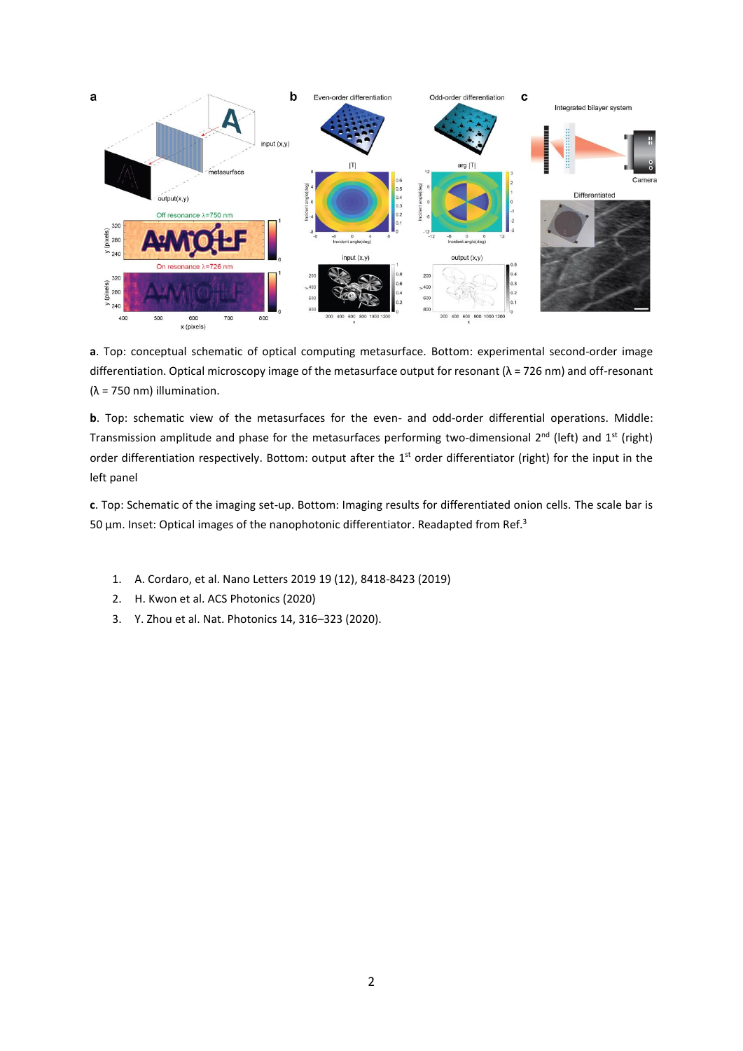**a**. Top: conceptual schematic of optical computing metasurface. Bottom: experimental second-order image differentiation. Optical microscopy image of the metasurface output for resonant (λ = 726 nm) and off-resonant (λ = 750 nm) illumination.

**b**. Top: schematic view of the metasurfaces for the even- and odd-order differential operations. Middle: Transmission amplitude and phase for the metasurfaces performing two-dimensional 2[nd] (left) and 1[st] (right) order differentiation respectively. Bottom: output after the 1[st] order differentiator (right) for the input in the left panel

**c**. Top: Schematic of the imaging set-up. Bottom: Imaging results for differentiated onion cells. The scale bar is 50 µm. Inset: Optical images of the nanophotonic differentiator. Readapted from Ref.[3]

1. A. Cordaro, et al. Nano Letters 2019 19 (12), 8418-8423 (2019)
2. H. Kwon et al. ACS Photonics (2020)
3. Y. Zhou et al. Nat. Photonics 14, 316–323 (2020).